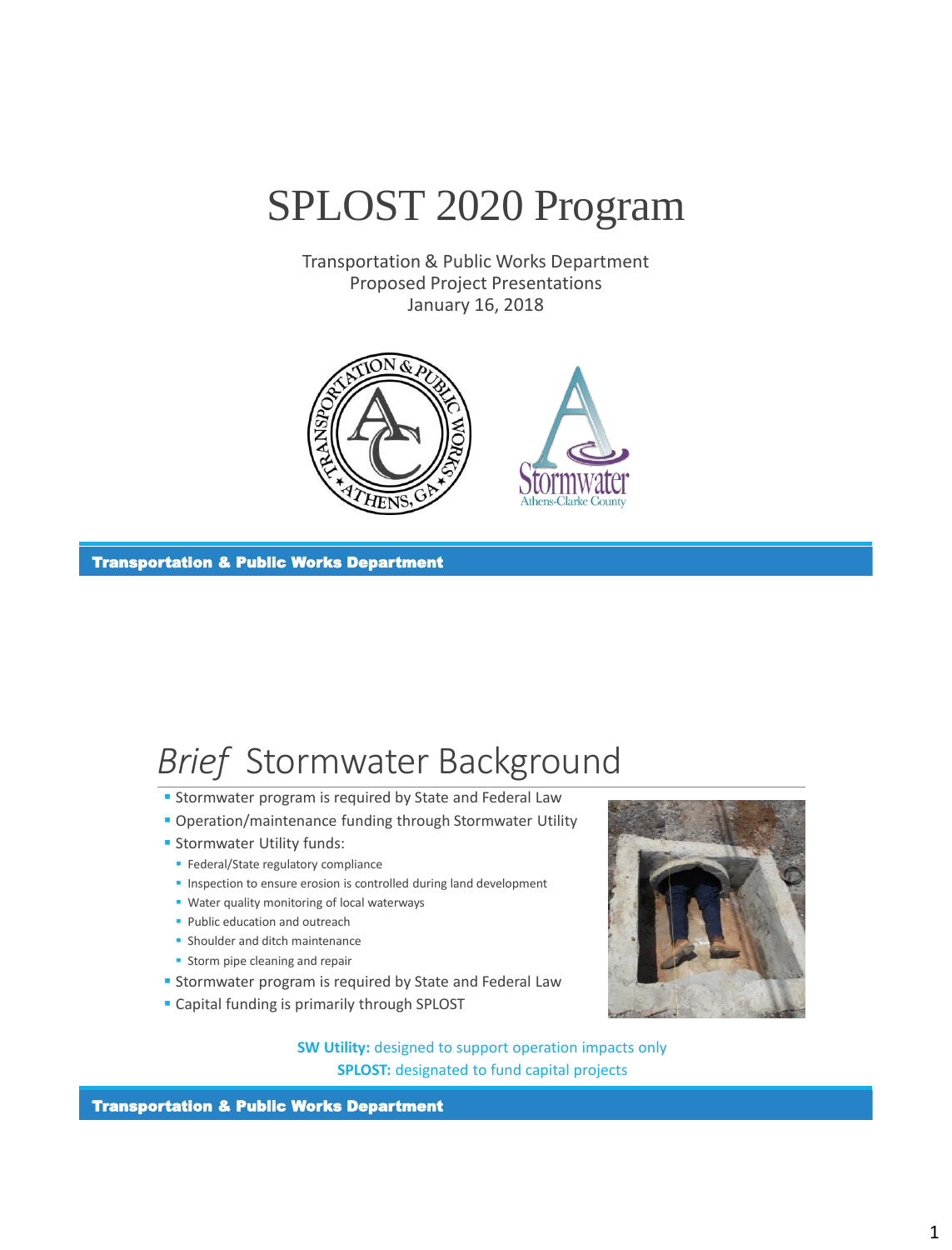# SPLOST 2020 Program

Transportation & Public Works Department
Proposed Project Presentations
January 16, 2018

**Transportation & Public Works Department**

## *Brief* Stormwater Background

- Stormwater program is required by State and Federal Law
- Operation/maintenance funding through Stormwater Utility
- Stormwater Utility funds:
  - Federal/State regulatory compliance
  - Inspection to ensure erosion is controlled during land development
  - Water quality monitoring of local waterways
  - Public education and outreach
  - Shoulder and ditch maintenance
  - Storm pipe cleaning and repair
- Stormwater program is required by State and Federal Law
- Capital funding is primarily through SPLOST

**SW Utility:** designed to support operation impacts only
**SPLOST:** designated to fund capital projects

**Transportation & Public Works Department**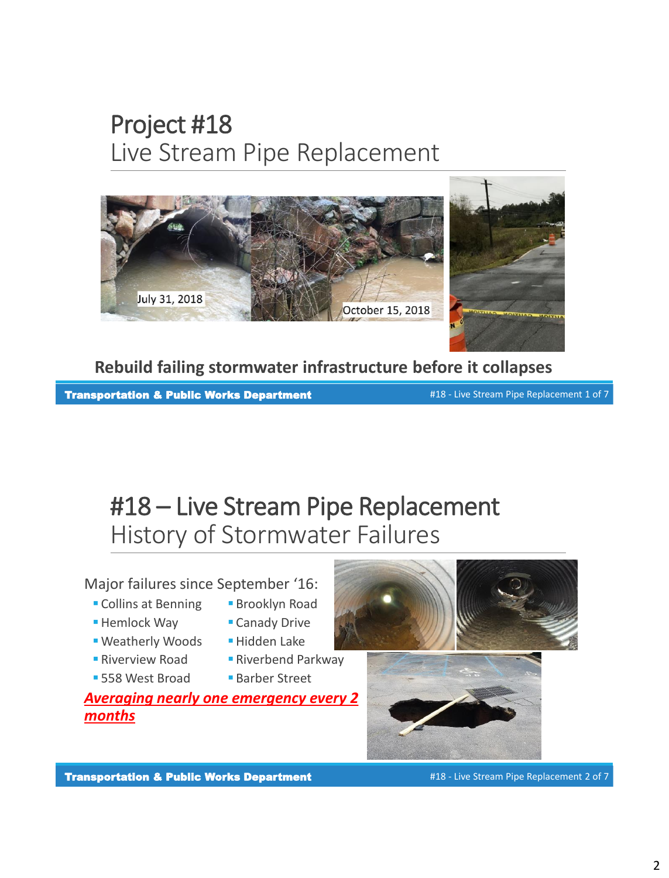# Project #18

## Live Stream Pipe Replacement

July 31, 2018

October 15, 2018

**Rebuild failing stormwater infrastructure before it collapses**

# #18 – Live Stream Pipe Replacement

## History of Stormwater Failures

Major failures since September '16:

- Collins at Benning
- Hemlock Way
- Weatherly Woods
- Riverview Road
- 558 West Broad
- Brooklyn Road
- Canady Drive
- Hidden Lake
- Riverbend Parkway
- Barber Street

***Averaging nearly one emergency every 2 months***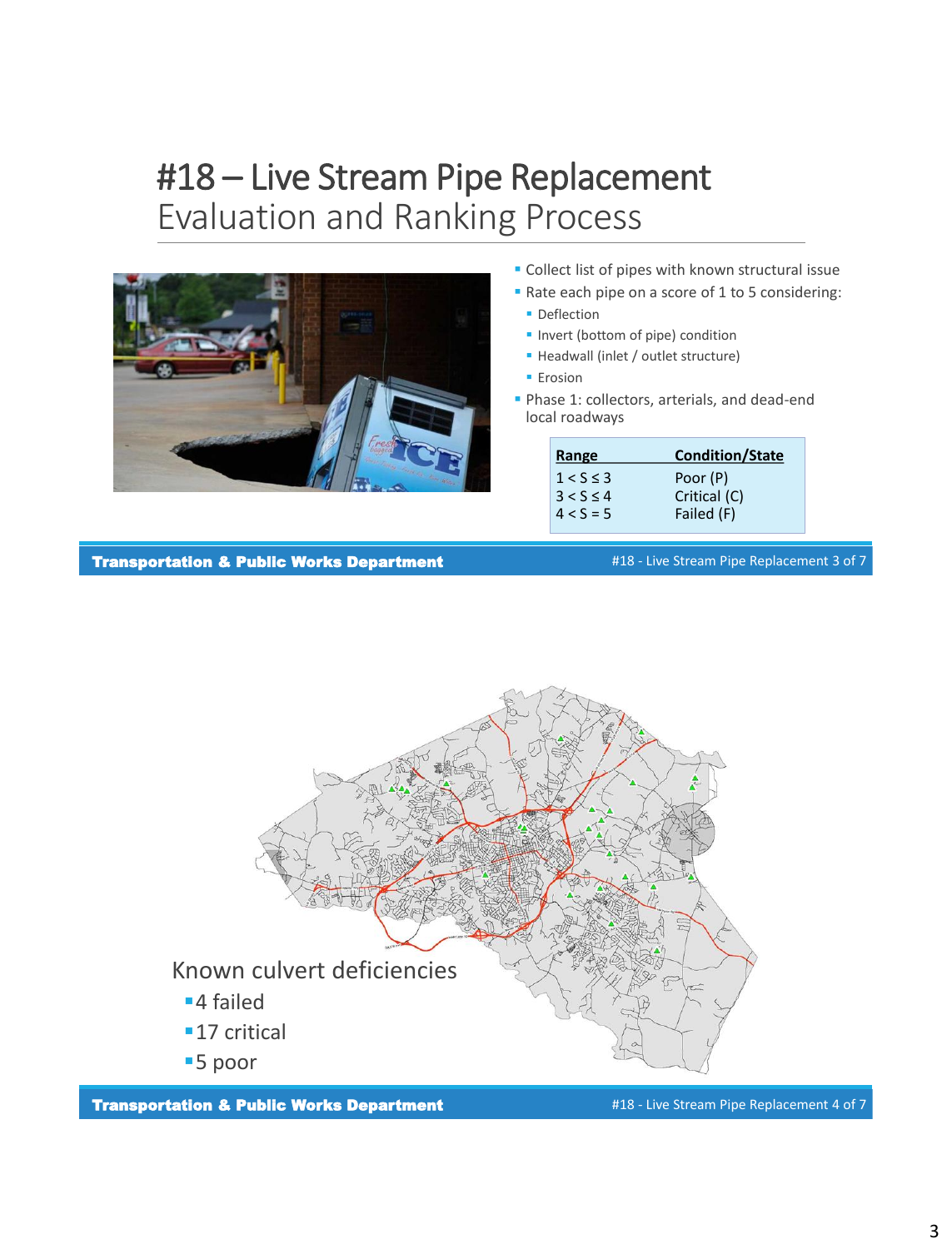# #18 – Live Stream Pipe Replacement

## Evaluation and Ranking Process

- Collect list of pipes with known structural issue
- Rate each pipe on a score of 1 to 5 considering:
  - Deflection
  - Invert (bottom of pipe) condition
  - Headwall (inlet / outlet structure)
  - Erosion
- Phase 1: collectors, arterials, and dead-end local roadways

| Range | Condition/State |
| --- | --- |
| $1 < S \leq 3$ | Poor (P) |
| $3 < S \leq 4$ | Critical (C) |
| $4 < S = 5$ | Failed (F) |

Known culvert deficiencies

- 4 failed
- 17 critical
- 5 poor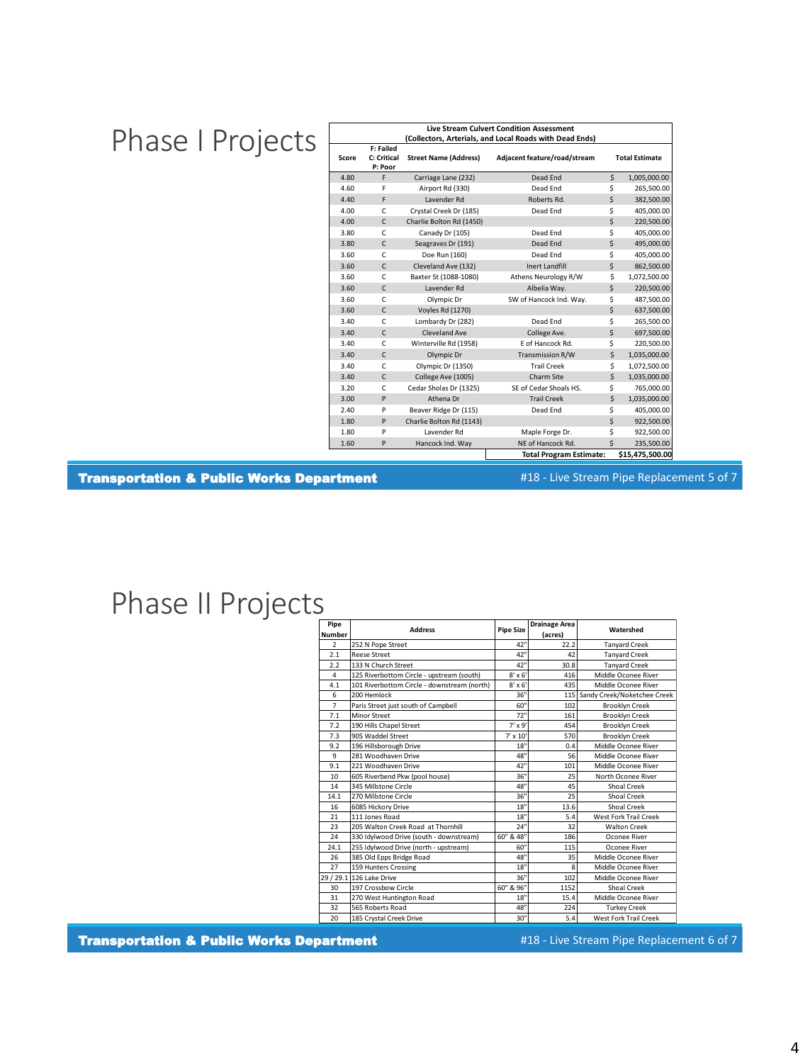# Phase I Projects

**Live Stream Culvert Condition Assessment (Collectors, Arterials, and Local Roads with Dead Ends)**

| Score | F: Failed C: Critical P: Poor | Street Name (Address) | Adjacent feature/road/stream | Total Estimate |
|---|---|---|---|---|
| 4.80 | F | Carriage Lane (232) | Dead End | $ 1,005,000.00 |
| 4.60 | F | Airport Rd (330) | Dead End | $ 265,500.00 |
| 4.40 | F | Lavender Rd | Roberts Rd. | $ 382,500.00 |
| 4.00 | C | Crystal Creek Dr (185) | Dead End | $ 405,000.00 |
| 4.00 | C | Charlie Bolton Rd (1450) | | $ 220,500.00 |
| 3.80 | C | Canady Dr (105) | Dead End | $ 405,000.00 |
| 3.80 | C | Seagraves Dr (191) | Dead End | $ 495,000.00 |
| 3.60 | C | Doe Run (160) | Dead End | $ 405,000.00 |
| 3.60 | C | Cleveland Ave (132) | Inert Landfill | $ 862,500.00 |
| 3.60 | C | Baxter St (1088-1080) | Athens Neurology R/W | $ 1,072,500.00 |
| 3.60 | C | Lavender Rd | Albelia Way. | $ 220,500.00 |
| 3.60 | C | Olympic Dr | SW of Hancock Ind. Way. | $ 487,500.00 |
| 3.60 | C | Voyles Rd (1270) | | $ 637,500.00 |
| 3.40 | C | Lombardy Dr (282) | Dead End | $ 265,500.00 |
| 3.40 | C | Cleveland Ave | College Ave. | $ 697,500.00 |
| 3.40 | C | Winterville Rd (1958) | E of Hancock Rd. | $ 220,500.00 |
| 3.40 | C | Olympic Dr | Transmission R/W | $ 1,035,000.00 |
| 3.40 | C | Olympic Dr (1350) | Trail Creek | $ 1,072,500.00 |
| 3.40 | C | College Ave (1005) | Charm Site | $ 1,035,000.00 |
| 3.20 | C | Cedar Sholas Dr (1325) | SE of Cedar Shoals HS. | $ 765,000.00 |
| 3.00 | P | Athena Dr | Trail Creek | $ 1,035,000.00 |
| 2.40 | P | Beaver Ridge Dr (115) | Dead End | $ 405,000.00 |
| 1.80 | P | Charlie Bolton Rd (1143) | | $ 922,500.00 |
| 1.80 | P | Lavender Rd | Maple Forge Dr. | $ 922,500.00 |
| 1.60 | P | Hancock Ind. Way | NE of Hancock Rd. | $ 235,500.00 |
| | | | **Total Program Estimate:** | **$15,475,500.00** |

**Transportation & Public Works Department**

#18 - Live Stream Pipe Replacement

# Phase II Projects

| Pipe Number | Address | Pipe Size | Drainage Area (acres) | Watershed |
|---|---|---|---|---|
| 2 | 252 N Pope Street | 42" | 22.2 | Tanyard Creek |
| 2.1 | Reese Street | 42" | 42 | Tanyard Creek |
| 2.2 | 133 N Church Street | 42" | 30.8 | Tanyard Creek |
| 4 | 125 Riverbottom Circle - upstream (south) | 8' x 6' | 416 | Middle Oconee River |
| 4.1 | 101 Riverbottom Circle - downstream (north) | 8' x 6' | 435 | Middle Oconee River |
| 6 | 200 Hemlock | 36" | 115 | Sandy Creek/Noketchee Creek |
| 7 | Paris Street just south of Campbell | 60" | 102 | Brooklyn Creek |
| 7.1 | Minor Street | 72" | 161 | Brooklyn Creek |
| 7.2 | 190 Hills Chapel Street | 7' x 9' | 454 | Brooklyn Creek |
| 7.3 | 905 Waddel Street | 7' x 10' | 570 | Brooklyn Creek |
| 9.2 | 196 Hillsborough Drive | 18" | 0.4 | Middle Oconee River |
| 9 | 281 Woodhaven Drive | 48" | 56 | Middle Oconee River |
| 9.1 | 221 Woodhaven Drive | 42" | 101 | Middle Oconee River |
| 10 | 605 Riverbend Pkw (pool house) | 36" | 25 | North Oconee River |
| 14 | 345 Millstone Circle | 48" | 45 | Shoal Creek |
| 14.1 | 270 Millstone Circle | 36" | 25 | Shoal Creek |
| 16 | 6085 Hickory Drive | 18" | 13.6 | Shoal Creek |
| 21 | 111 Jones Road | 18" | 5.4 | West Fork Trail Creek |
| 23 | 205 Walton Creek Road at Thornhill | 24" | 32 | Walton Creek |
| 24 | 330 Idylwood Drive (south - downstream) | 60" & 48" | 186 | Oconee River |
| 24.1 | 255 Idylwood Drive (north - upstream) | 60" | 115 | Oconee River |
| 26 | 385 Old Epps Bridge Road | 48" | 35 | Middle Oconee River |
| 27 | 159 Hunters Crossing | 18" | 8 | Middle Oconee River |
| 29 / 29.1 | 126 Lake Drive | 36" | 102 | Middle Oconee River |
| 30 | 197 Crossbow Circle | 60" & 96" | 1152 | Shoal Creek |
| 31 | 270 West Huntington Road | 18" | 15.4 | Middle Oconee River |
| 32 | 565 Roberts Road | 48" | 224 | Turkey Creek |
| 20 | 185 Crystal Creek Drive | 30" | 5.4 | West Fork Trail Creek |

**Transportation & Public Works Department**

#18 - Live Stream Pipe Replacement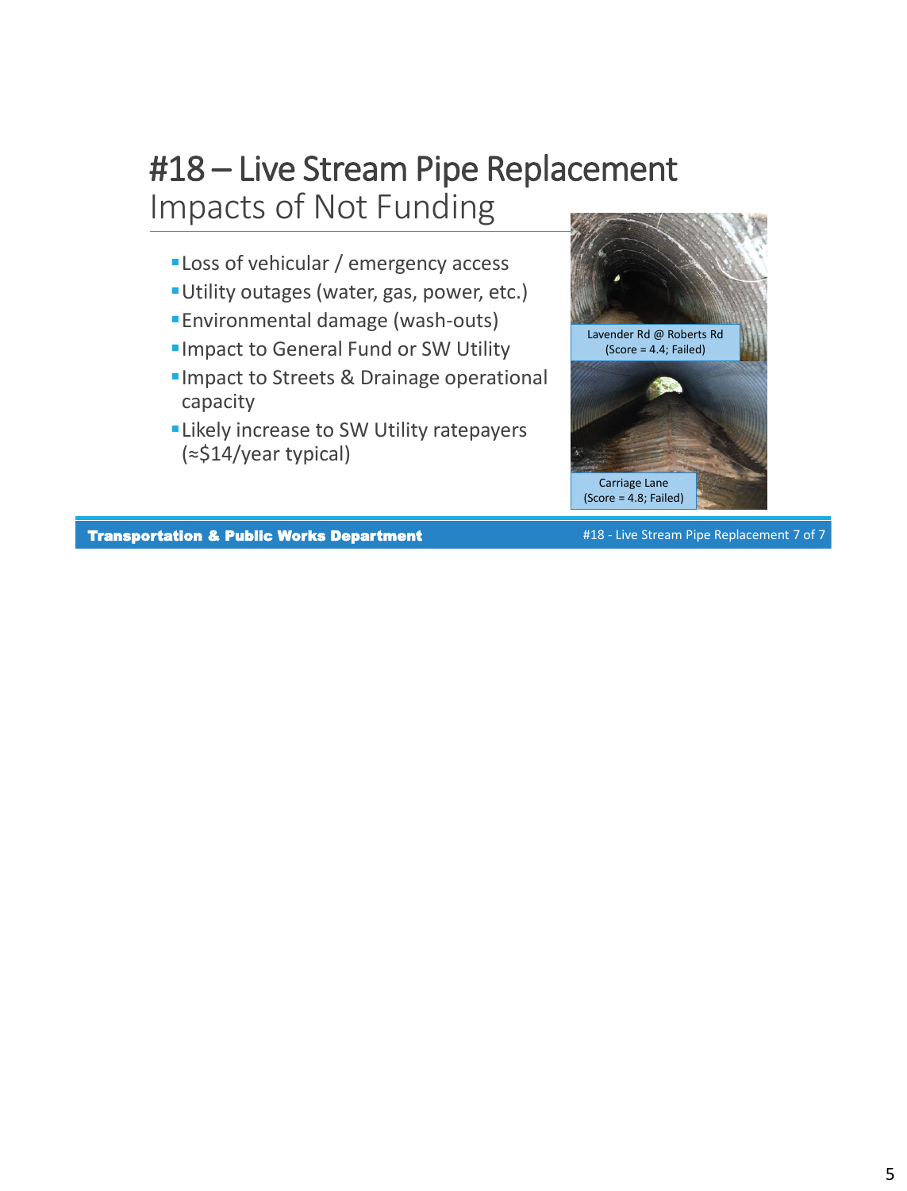# #18 – Live Stream Pipe Replacement

## Impacts of Not Funding

- Loss of vehicular / emergency access
- Utility outages (water, gas, power, etc.)
- Environmental damage (wash-outs)
- Impact to General Fund or SW Utility
- Impact to Streets & Drainage operational capacity
- Likely increase to SW Utility ratepayers (≈$14/year typical)

Lavender Rd @ Roberts Rd
(Score = 4.4; Failed)

Carriage Lane
(Score = 4.8; Failed)

**Transportation & Public Works Department**